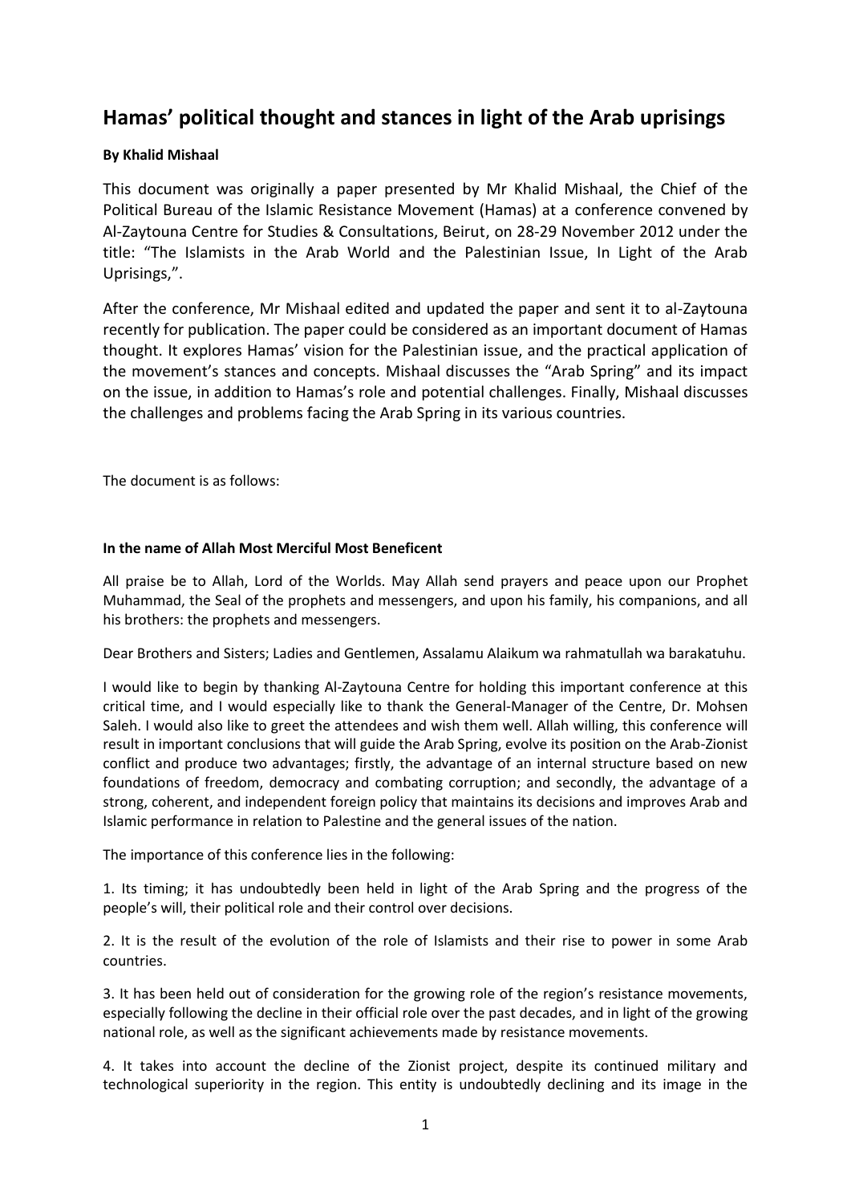# Hamas' political thought and stances in light of the Arab uprisings

**By Khalid Mishaal**

This document was originally a paper presented by Mr Khalid Mishaal, the Chief of the Political Bureau of the Islamic Resistance Movement (Hamas) at a conference convened by Al-Zaytouna Centre for Studies & Consultations, Beirut, on 28-29 November 2012 under the title: "The Islamists in the Arab World and the Palestinian Issue, In Light of the Arab Uprisings,".

After the conference, Mr Mishaal edited and updated the paper and sent it to al-Zaytouna recently for publication. The paper could be considered as an important document of Hamas thought. It explores Hamas' vision for the Palestinian issue, and the practical application of the movement's stances and concepts. Mishaal discusses the "Arab Spring" and its impact on the issue, in addition to Hamas's role and potential challenges. Finally, Mishaal discusses the challenges and problems facing the Arab Spring in its various countries.

The document is as follows:

**In the name of Allah Most Merciful Most Beneficent**

All praise be to Allah, Lord of the Worlds. May Allah send prayers and peace upon our Prophet Muhammad, the Seal of the prophets and messengers, and upon his family, his companions, and all his brothers: the prophets and messengers.

Dear Brothers and Sisters; Ladies and Gentlemen, Assalamu Alaikum wa rahmatullah wa barakatuhu.

I would like to begin by thanking Al-Zaytouna Centre for holding this important conference at this critical time, and I would especially like to thank the General-Manager of the Centre, Dr. Mohsen Saleh. I would also like to greet the attendees and wish them well. Allah willing, this conference will result in important conclusions that will guide the Arab Spring, evolve its position on the Arab-Zionist conflict and produce two advantages; firstly, the advantage of an internal structure based on new foundations of freedom, democracy and combating corruption; and secondly, the advantage of a strong, coherent, and independent foreign policy that maintains its decisions and improves Arab and Islamic performance in relation to Palestine and the general issues of the nation.

The importance of this conference lies in the following:

1. Its timing; it has undoubtedly been held in light of the Arab Spring and the progress of the people's will, their political role and their control over decisions.

2. It is the result of the evolution of the role of Islamists and their rise to power in some Arab countries.

3. It has been held out of consideration for the growing role of the region's resistance movements, especially following the decline in their official role over the past decades, and in light of the growing national role, as well as the significant achievements made by resistance movements.

4. It takes into account the decline of the Zionist project, despite its continued military and technological superiority in the region. This entity is undoubtedly declining and its image in the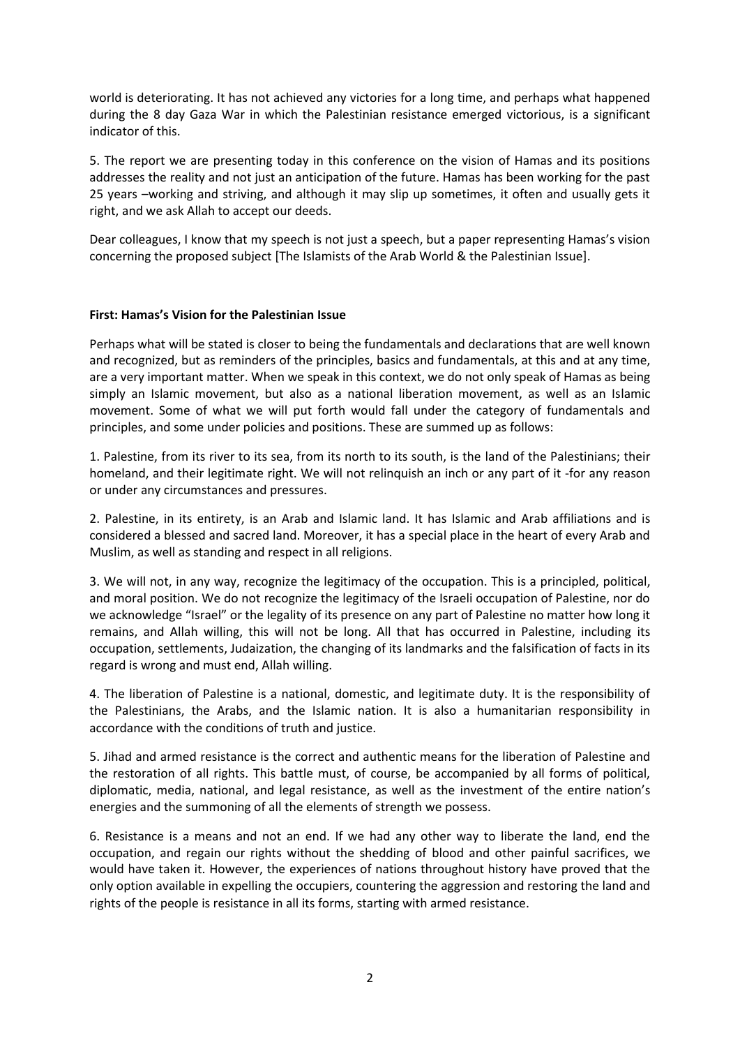world is deteriorating. It has not achieved any victories for a long time, and perhaps what happened during the 8 day Gaza War in which the Palestinian resistance emerged victorious, is a significant indicator of this.

5. The report we are presenting today in this conference on the vision of Hamas and its positions addresses the reality and not just an anticipation of the future. Hamas has been working for the past 25 years –working and striving, and although it may slip up sometimes, it often and usually gets it right, and we ask Allah to accept our deeds.

Dear colleagues, I know that my speech is not just a speech, but a paper representing Hamas's vision concerning the proposed subject [The Islamists of the Arab World & the Palestinian Issue].

**First: Hamas's Vision for the Palestinian Issue**

Perhaps what will be stated is closer to being the fundamentals and declarations that are well known and recognized, but as reminders of the principles, basics and fundamentals, at this and at any time, are a very important matter. When we speak in this context, we do not only speak of Hamas as being simply an Islamic movement, but also as a national liberation movement, as well as an Islamic movement. Some of what we will put forth would fall under the category of fundamentals and principles, and some under policies and positions. These are summed up as follows:

1. Palestine, from its river to its sea, from its north to its south, is the land of the Palestinians; their homeland, and their legitimate right. We will not relinquish an inch or any part of it -for any reason or under any circumstances and pressures.

2. Palestine, in its entirety, is an Arab and Islamic land. It has Islamic and Arab affiliations and is considered a blessed and sacred land. Moreover, it has a special place in the heart of every Arab and Muslim, as well as standing and respect in all religions.

3. We will not, in any way, recognize the legitimacy of the occupation. This is a principled, political, and moral position. We do not recognize the legitimacy of the Israeli occupation of Palestine, nor do we acknowledge "Israel" or the legality of its presence on any part of Palestine no matter how long it remains, and Allah willing, this will not be long. All that has occurred in Palestine, including its occupation, settlements, Judaization, the changing of its landmarks and the falsification of facts in its regard is wrong and must end, Allah willing.

4. The liberation of Palestine is a national, domestic, and legitimate duty. It is the responsibility of the Palestinians, the Arabs, and the Islamic nation. It is also a humanitarian responsibility in accordance with the conditions of truth and justice.

5. Jihad and armed resistance is the correct and authentic means for the liberation of Palestine and the restoration of all rights. This battle must, of course, be accompanied by all forms of political, diplomatic, media, national, and legal resistance, as well as the investment of the entire nation's energies and the summoning of all the elements of strength we possess.

6. Resistance is a means and not an end. If we had any other way to liberate the land, end the occupation, and regain our rights without the shedding of blood and other painful sacrifices, we would have taken it. However, the experiences of nations throughout history have proved that the only option available in expelling the occupiers, countering the aggression and restoring the land and rights of the people is resistance in all its forms, starting with armed resistance.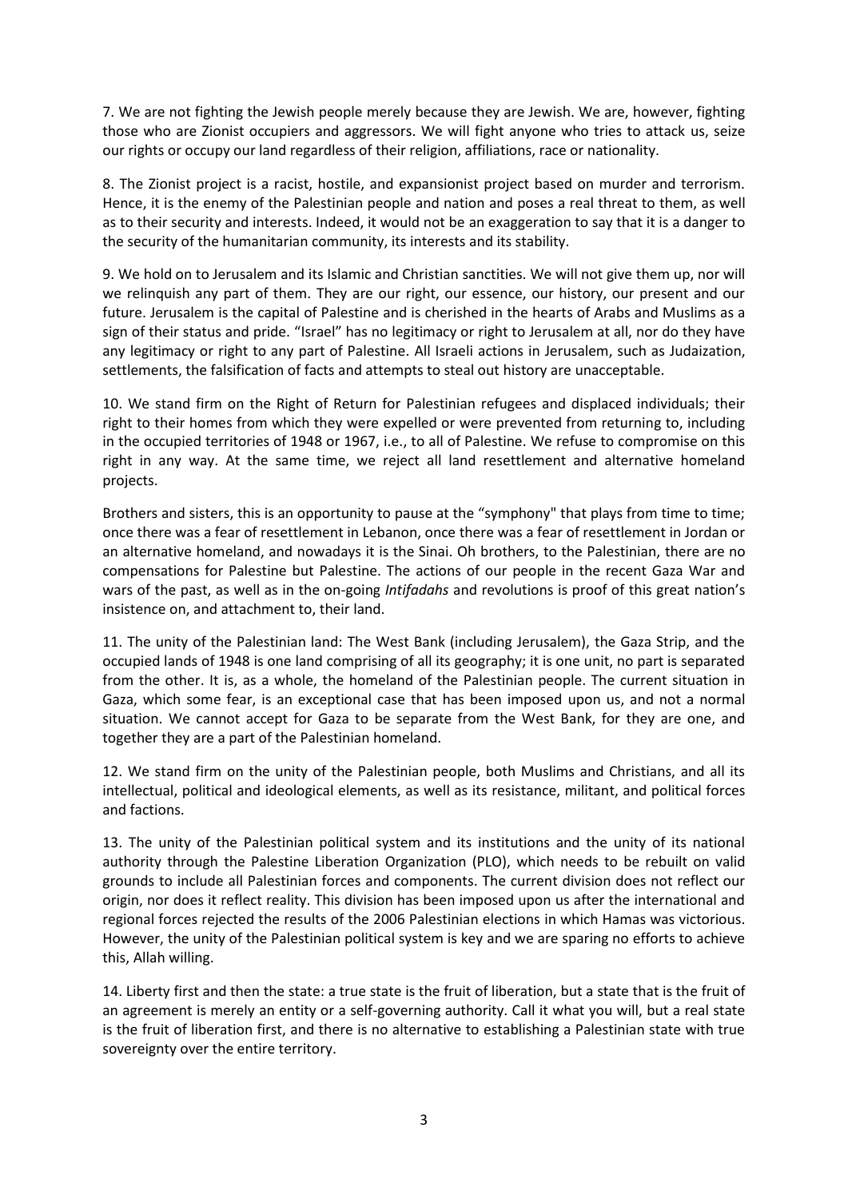7. We are not fighting the Jewish people merely because they are Jewish. We are, however, fighting those who are Zionist occupiers and aggressors. We will fight anyone who tries to attack us, seize our rights or occupy our land regardless of their religion, affiliations, race or nationality.

8. The Zionist project is a racist, hostile, and expansionist project based on murder and terrorism. Hence, it is the enemy of the Palestinian people and nation and poses a real threat to them, as well as to their security and interests. Indeed, it would not be an exaggeration to say that it is a danger to the security of the humanitarian community, its interests and its stability.

9. We hold on to Jerusalem and its Islamic and Christian sanctities. We will not give them up, nor will we relinquish any part of them. They are our right, our essence, our history, our present and our future. Jerusalem is the capital of Palestine and is cherished in the hearts of Arabs and Muslims as a sign of their status and pride. "Israel" has no legitimacy or right to Jerusalem at all, nor do they have any legitimacy or right to any part of Palestine. All Israeli actions in Jerusalem, such as Judaization, settlements, the falsification of facts and attempts to steal out history are unacceptable.

10. We stand firm on the Right of Return for Palestinian refugees and displaced individuals; their right to their homes from which they were expelled or were prevented from returning to, including in the occupied territories of 1948 or 1967, i.e., to all of Palestine. We refuse to compromise on this right in any way. At the same time, we reject all land resettlement and alternative homeland projects.

Brothers and sisters, this is an opportunity to pause at the "symphony" that plays from time to time; once there was a fear of resettlement in Lebanon, once there was a fear of resettlement in Jordan or an alternative homeland, and nowadays it is the Sinai. Oh brothers, to the Palestinian, there are no compensations for Palestine but Palestine. The actions of our people in the recent Gaza War and wars of the past, as well as in the on-going *Intifadahs* and revolutions is proof of this great nation's insistence on, and attachment to, their land.

11. The unity of the Palestinian land: The West Bank (including Jerusalem), the Gaza Strip, and the occupied lands of 1948 is one land comprising of all its geography; it is one unit, no part is separated from the other. It is, as a whole, the homeland of the Palestinian people. The current situation in Gaza, which some fear, is an exceptional case that has been imposed upon us, and not a normal situation. We cannot accept for Gaza to be separate from the West Bank, for they are one, and together they are a part of the Palestinian homeland.

12. We stand firm on the unity of the Palestinian people, both Muslims and Christians, and all its intellectual, political and ideological elements, as well as its resistance, militant, and political forces and factions.

13. The unity of the Palestinian political system and its institutions and the unity of its national authority through the Palestine Liberation Organization (PLO), which needs to be rebuilt on valid grounds to include all Palestinian forces and components. The current division does not reflect our origin, nor does it reflect reality. This division has been imposed upon us after the international and regional forces rejected the results of the 2006 Palestinian elections in which Hamas was victorious. However, the unity of the Palestinian political system is key and we are sparing no efforts to achieve this, Allah willing.

14. Liberty first and then the state: a true state is the fruit of liberation, but a state that is the fruit of an agreement is merely an entity or a self-governing authority. Call it what you will, but a real state is the fruit of liberation first, and there is no alternative to establishing a Palestinian state with true sovereignty over the entire territory.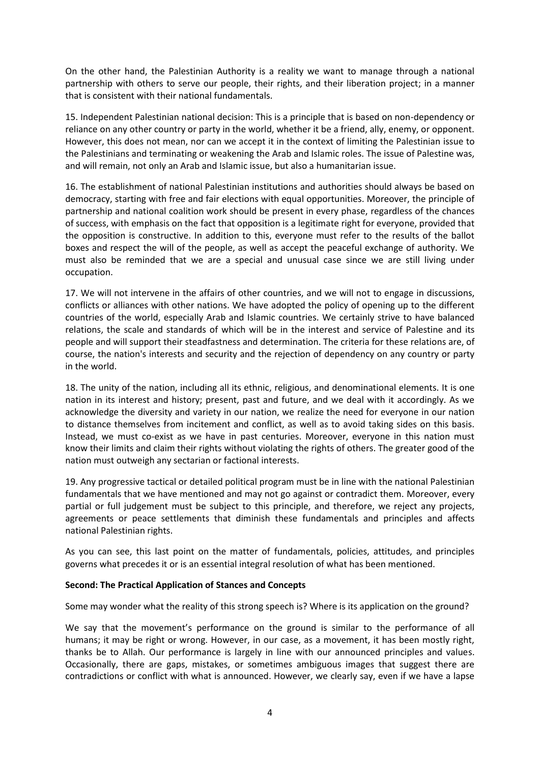On the other hand, the Palestinian Authority is a reality we want to manage through a national partnership with others to serve our people, their rights, and their liberation project; in a manner that is consistent with their national fundamentals.

15. Independent Palestinian national decision: This is a principle that is based on non-dependency or reliance on any other country or party in the world, whether it be a friend, ally, enemy, or opponent. However, this does not mean, nor can we accept it in the context of limiting the Palestinian issue to the Palestinians and terminating or weakening the Arab and Islamic roles. The issue of Palestine was, and will remain, not only an Arab and Islamic issue, but also a humanitarian issue.

16. The establishment of national Palestinian institutions and authorities should always be based on democracy, starting with free and fair elections with equal opportunities. Moreover, the principle of partnership and national coalition work should be present in every phase, regardless of the chances of success, with emphasis on the fact that opposition is a legitimate right for everyone, provided that the opposition is constructive. In addition to this, everyone must refer to the results of the ballot boxes and respect the will of the people, as well as accept the peaceful exchange of authority. We must also be reminded that we are a special and unusual case since we are still living under occupation.

17. We will not intervene in the affairs of other countries, and we will not to engage in discussions, conflicts or alliances with other nations. We have adopted the policy of opening up to the different countries of the world, especially Arab and Islamic countries. We certainly strive to have balanced relations, the scale and standards of which will be in the interest and service of Palestine and its people and will support their steadfastness and determination. The criteria for these relations are, of course, the nation's interests and security and the rejection of dependency on any country or party in the world.

18. The unity of the nation, including all its ethnic, religious, and denominational elements. It is one nation in its interest and history; present, past and future, and we deal with it accordingly. As we acknowledge the diversity and variety in our nation, we realize the need for everyone in our nation to distance themselves from incitement and conflict, as well as to avoid taking sides on this basis. Instead, we must co-exist as we have in past centuries. Moreover, everyone in this nation must know their limits and claim their rights without violating the rights of others. The greater good of the nation must outweigh any sectarian or factional interests.

19. Any progressive tactical or detailed political program must be in line with the national Palestinian fundamentals that we have mentioned and may not go against or contradict them. Moreover, every partial or full judgement must be subject to this principle, and therefore, we reject any projects, agreements or peace settlements that diminish these fundamentals and principles and affects national Palestinian rights.

As you can see, this last point on the matter of fundamentals, policies, attitudes, and principles governs what precedes it or is an essential integral resolution of what has been mentioned.

**Second: The Practical Application of Stances and Concepts**

Some may wonder what the reality of this strong speech is? Where is its application on the ground?

We say that the movement's performance on the ground is similar to the performance of all humans; it may be right or wrong. However, in our case, as a movement, it has been mostly right, thanks be to Allah. Our performance is largely in line with our announced principles and values. Occasionally, there are gaps, mistakes, or sometimes ambiguous images that suggest there are contradictions or conflict with what is announced. However, we clearly say, even if we have a lapse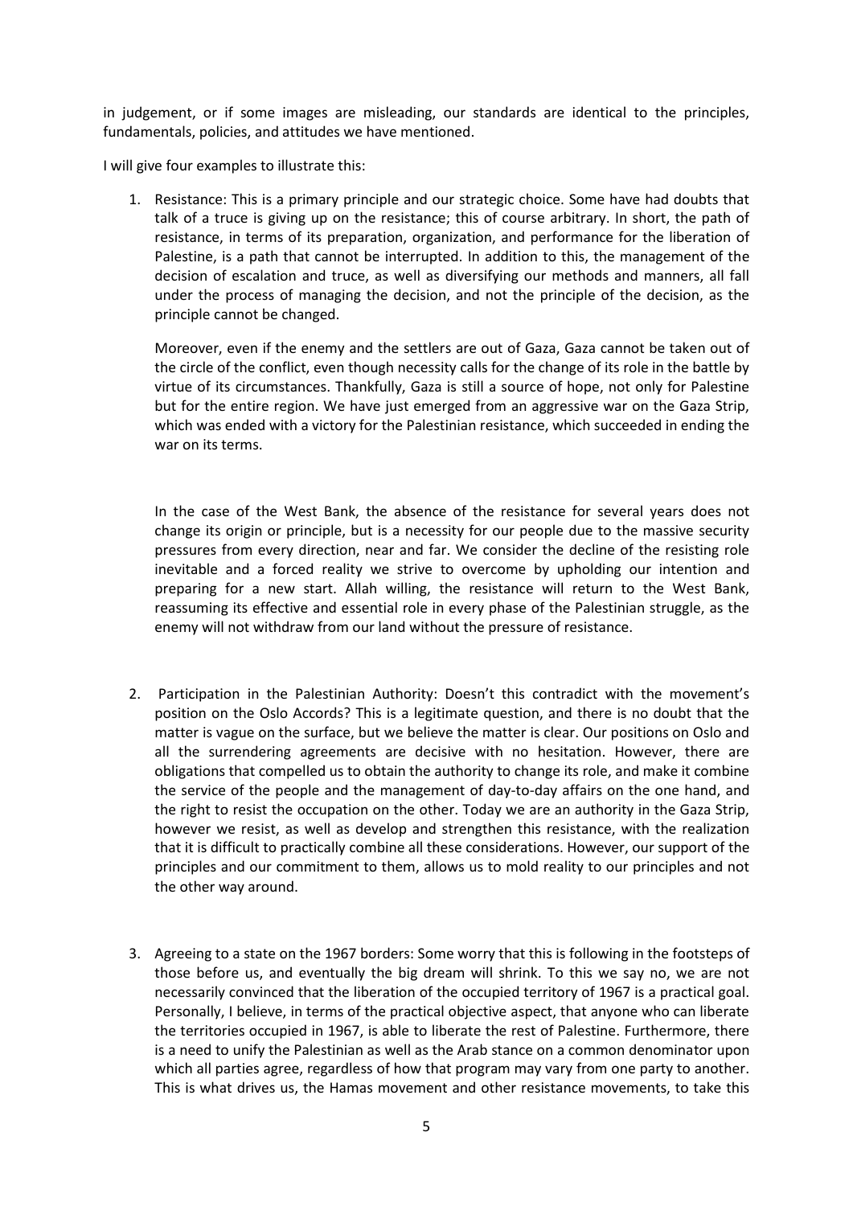in judgement, or if some images are misleading, our standards are identical to the principles, fundamentals, policies, and attitudes we have mentioned.

I will give four examples to illustrate this:

1. Resistance: This is a primary principle and our strategic choice. Some have had doubts that talk of a truce is giving up on the resistance; this of course arbitrary. In short, the path of resistance, in terms of its preparation, organization, and performance for the liberation of Palestine, is a path that cannot be interrupted. In addition to this, the management of the decision of escalation and truce, as well as diversifying our methods and manners, all fall under the process of managing the decision, and not the principle of the decision, as the principle cannot be changed.

   Moreover, even if the enemy and the settlers are out of Gaza, Gaza cannot be taken out of the circle of the conflict, even though necessity calls for the change of its role in the battle by virtue of its circumstances. Thankfully, Gaza is still a source of hope, not only for Palestine but for the entire region. We have just emerged from an aggressive war on the Gaza Strip, which was ended with a victory for the Palestinian resistance, which succeeded in ending the war on its terms.

   In the case of the West Bank, the absence of the resistance for several years does not change its origin or principle, but is a necessity for our people due to the massive security pressures from every direction, near and far. We consider the decline of the resisting role inevitable and a forced reality we strive to overcome by upholding our intention and preparing for a new start. Allah willing, the resistance will return to the West Bank, reassuming its effective and essential role in every phase of the Palestinian struggle, as the enemy will not withdraw from our land without the pressure of resistance.

2. Participation in the Palestinian Authority: Doesn't this contradict with the movement's position on the Oslo Accords? This is a legitimate question, and there is no doubt that the matter is vague on the surface, but we believe the matter is clear. Our positions on Oslo and all the surrendering agreements are decisive with no hesitation. However, there are obligations that compelled us to obtain the authority to change its role, and make it combine the service of the people and the management of day-to-day affairs on the one hand, and the right to resist the occupation on the other. Today we are an authority in the Gaza Strip, however we resist, as well as develop and strengthen this resistance, with the realization that it is difficult to practically combine all these considerations. However, our support of the principles and our commitment to them, allows us to mold reality to our principles and not the other way around.

3. Agreeing to a state on the 1967 borders: Some worry that this is following in the footsteps of those before us, and eventually the big dream will shrink. To this we say no, we are not necessarily convinced that the liberation of the occupied territory of 1967 is a practical goal. Personally, I believe, in terms of the practical objective aspect, that anyone who can liberate the territories occupied in 1967, is able to liberate the rest of Palestine. Furthermore, there is a need to unify the Palestinian as well as the Arab stance on a common denominator upon which all parties agree, regardless of how that program may vary from one party to another. This is what drives us, the Hamas movement and other resistance movements, to take this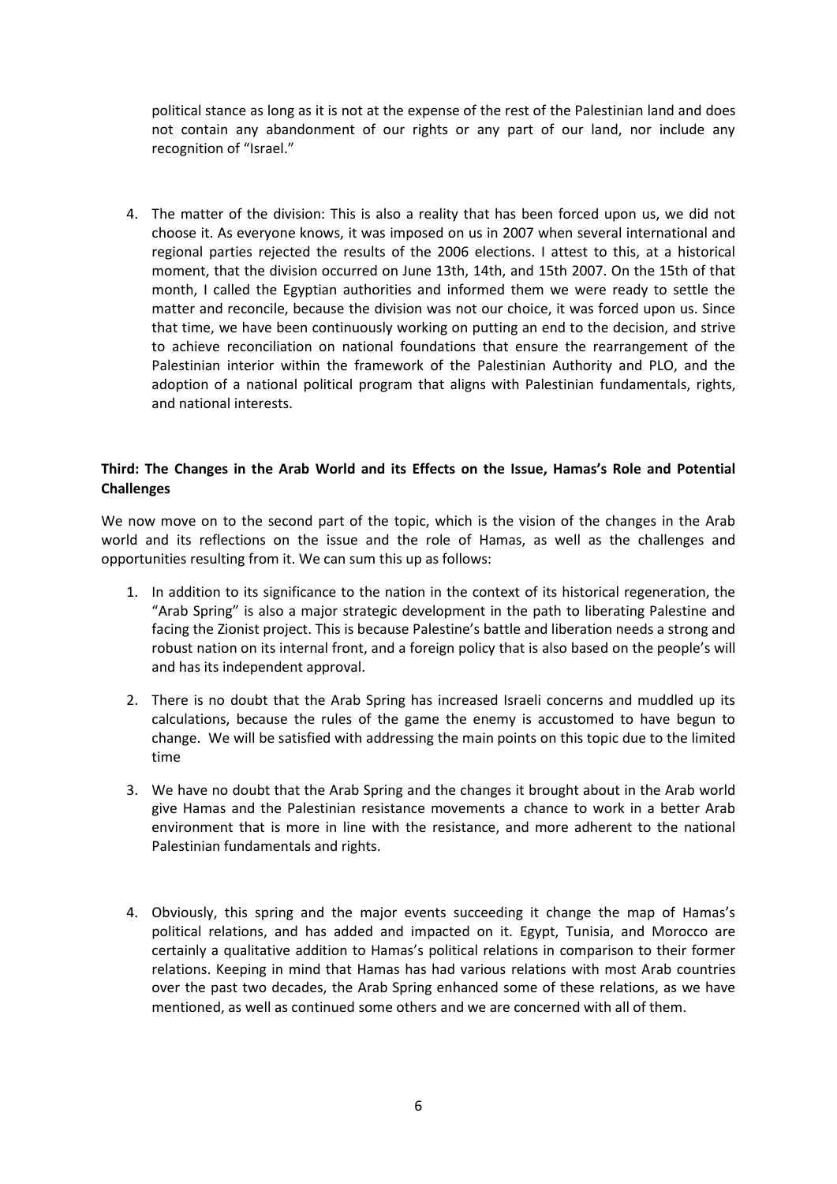political stance as long as it is not at the expense of the rest of the Palestinian land and does not contain any abandonment of our rights or any part of our land, nor include any recognition of "Israel."

4. The matter of the division: This is also a reality that has been forced upon us, we did not choose it. As everyone knows, it was imposed on us in 2007 when several international and regional parties rejected the results of the 2006 elections. I attest to this, at a historical moment, that the division occurred on June 13th, 14th, and 15th 2007. On the 15th of that month, I called the Egyptian authorities and informed them we were ready to settle the matter and reconcile, because the division was not our choice, it was forced upon us. Since that time, we have been continuously working on putting an end to the decision, and strive to achieve reconciliation on national foundations that ensure the rearrangement of the Palestinian interior within the framework of the Palestinian Authority and PLO, and the adoption of a national political program that aligns with Palestinian fundamentals, rights, and national interests.

**Third: The Changes in the Arab World and its Effects on the Issue, Hamas's Role and Potential Challenges**

We now move on to the second part of the topic, which is the vision of the changes in the Arab world and its reflections on the issue and the role of Hamas, as well as the challenges and opportunities resulting from it. We can sum this up as follows:

1. In addition to its significance to the nation in the context of its historical regeneration, the "Arab Spring" is also a major strategic development in the path to liberating Palestine and facing the Zionist project. This is because Palestine's battle and liberation needs a strong and robust nation on its internal front, and a foreign policy that is also based on the people's will and has its independent approval.

2. There is no doubt that the Arab Spring has increased Israeli concerns and muddled up its calculations, because the rules of the game the enemy is accustomed to have begun to change. We will be satisfied with addressing the main points on this topic due to the limited time

3. We have no doubt that the Arab Spring and the changes it brought about in the Arab world give Hamas and the Palestinian resistance movements a chance to work in a better Arab environment that is more in line with the resistance, and more adherent to the national Palestinian fundamentals and rights.

4. Obviously, this spring and the major events succeeding it change the map of Hamas's political relations, and has added and impacted on it. Egypt, Tunisia, and Morocco are certainly a qualitative addition to Hamas's political relations in comparison to their former relations. Keeping in mind that Hamas has had various relations with most Arab countries over the past two decades, the Arab Spring enhanced some of these relations, as we have mentioned, as well as continued some others and we are concerned with all of them.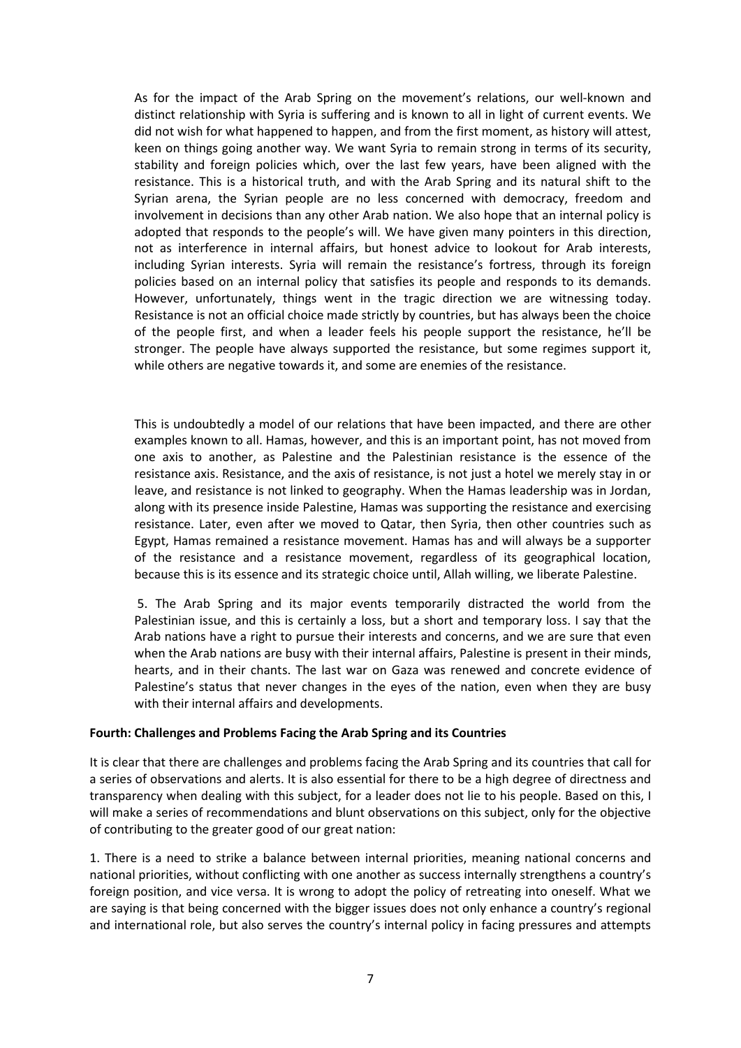As for the impact of the Arab Spring on the movement's relations, our well-known and distinct relationship with Syria is suffering and is known to all in light of current events. We did not wish for what happened to happen, and from the first moment, as history will attest, keen on things going another way. We want Syria to remain strong in terms of its security, stability and foreign policies which, over the last few years, have been aligned with the resistance. This is a historical truth, and with the Arab Spring and its natural shift to the Syrian arena, the Syrian people are no less concerned with democracy, freedom and involvement in decisions than any other Arab nation. We also hope that an internal policy is adopted that responds to the people's will. We have given many pointers in this direction, not as interference in internal affairs, but honest advice to lookout for Arab interests, including Syrian interests. Syria will remain the resistance's fortress, through its foreign policies based on an internal policy that satisfies its people and responds to its demands. However, unfortunately, things went in the tragic direction we are witnessing today. Resistance is not an official choice made strictly by countries, but has always been the choice of the people first, and when a leader feels his people support the resistance, he'll be stronger. The people have always supported the resistance, but some regimes support it, while others are negative towards it, and some are enemies of the resistance.

This is undoubtedly a model of our relations that have been impacted, and there are other examples known to all. Hamas, however, and this is an important point, has not moved from one axis to another, as Palestine and the Palestinian resistance is the essence of the resistance axis. Resistance, and the axis of resistance, is not just a hotel we merely stay in or leave, and resistance is not linked to geography. When the Hamas leadership was in Jordan, along with its presence inside Palestine, Hamas was supporting the resistance and exercising resistance. Later, even after we moved to Qatar, then Syria, then other countries such as Egypt, Hamas remained a resistance movement. Hamas has and will always be a supporter of the resistance and a resistance movement, regardless of its geographical location, because this is its essence and its strategic choice until, Allah willing, we liberate Palestine.

5. The Arab Spring and its major events temporarily distracted the world from the Palestinian issue, and this is certainly a loss, but a short and temporary loss. I say that the Arab nations have a right to pursue their interests and concerns, and we are sure that even when the Arab nations are busy with their internal affairs, Palestine is present in their minds, hearts, and in their chants. The last war on Gaza was renewed and concrete evidence of Palestine's status that never changes in the eyes of the nation, even when they are busy with their internal affairs and developments.

**Fourth: Challenges and Problems Facing the Arab Spring and its Countries**

It is clear that there are challenges and problems facing the Arab Spring and its countries that call for a series of observations and alerts. It is also essential for there to be a high degree of directness and transparency when dealing with this subject, for a leader does not lie to his people. Based on this, I will make a series of recommendations and blunt observations on this subject, only for the objective of contributing to the greater good of our great nation:

1. There is a need to strike a balance between internal priorities, meaning national concerns and national priorities, without conflicting with one another as success internally strengthens a country's foreign position, and vice versa. It is wrong to adopt the policy of retreating into oneself. What we are saying is that being concerned with the bigger issues does not only enhance a country's regional and international role, but also serves the country's internal policy in facing pressures and attempts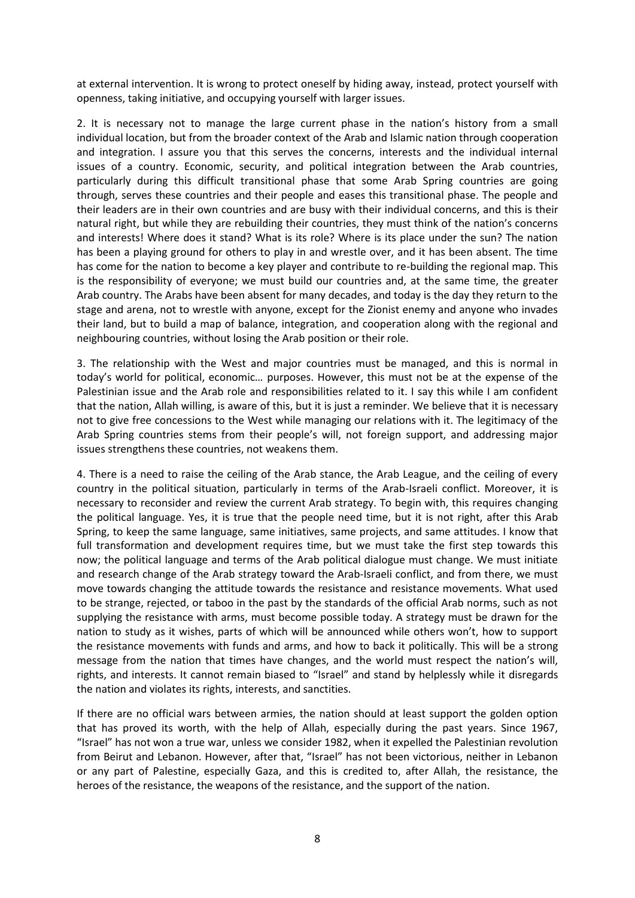at external intervention. It is wrong to protect oneself by hiding away, instead, protect yourself with openness, taking initiative, and occupying yourself with larger issues.

2. It is necessary not to manage the large current phase in the nation's history from a small individual location, but from the broader context of the Arab and Islamic nation through cooperation and integration. I assure you that this serves the concerns, interests and the individual internal issues of a country. Economic, security, and political integration between the Arab countries, particularly during this difficult transitional phase that some Arab Spring countries are going through, serves these countries and their people and eases this transitional phase. The people and their leaders are in their own countries and are busy with their individual concerns, and this is their natural right, but while they are rebuilding their countries, they must think of the nation's concerns and interests! Where does it stand? What is its role? Where is its place under the sun? The nation has been a playing ground for others to play in and wrestle over, and it has been absent. The time has come for the nation to become a key player and contribute to re-building the regional map. This is the responsibility of everyone; we must build our countries and, at the same time, the greater Arab country. The Arabs have been absent for many decades, and today is the day they return to the stage and arena, not to wrestle with anyone, except for the Zionist enemy and anyone who invades their land, but to build a map of balance, integration, and cooperation along with the regional and neighbouring countries, without losing the Arab position or their role.

3. The relationship with the West and major countries must be managed, and this is normal in today's world for political, economic… purposes. However, this must not be at the expense of the Palestinian issue and the Arab role and responsibilities related to it. I say this while I am confident that the nation, Allah willing, is aware of this, but it is just a reminder. We believe that it is necessary not to give free concessions to the West while managing our relations with it. The legitimacy of the Arab Spring countries stems from their people's will, not foreign support, and addressing major issues strengthens these countries, not weakens them.

4. There is a need to raise the ceiling of the Arab stance, the Arab League, and the ceiling of every country in the political situation, particularly in terms of the Arab-Israeli conflict. Moreover, it is necessary to reconsider and review the current Arab strategy. To begin with, this requires changing the political language. Yes, it is true that the people need time, but it is not right, after this Arab Spring, to keep the same language, same initiatives, same projects, and same attitudes. I know that full transformation and development requires time, but we must take the first step towards this now; the political language and terms of the Arab political dialogue must change. We must initiate and research change of the Arab strategy toward the Arab-Israeli conflict, and from there, we must move towards changing the attitude towards the resistance and resistance movements. What used to be strange, rejected, or taboo in the past by the standards of the official Arab norms, such as not supplying the resistance with arms, must become possible today. A strategy must be drawn for the nation to study as it wishes, parts of which will be announced while others won't, how to support the resistance movements with funds and arms, and how to back it politically. This will be a strong message from the nation that times have changes, and the world must respect the nation's will, rights, and interests. It cannot remain biased to "Israel" and stand by helplessly while it disregards the nation and violates its rights, interests, and sanctities.

If there are no official wars between armies, the nation should at least support the golden option that has proved its worth, with the help of Allah, especially during the past years. Since 1967, "Israel" has not won a true war, unless we consider 1982, when it expelled the Palestinian revolution from Beirut and Lebanon. However, after that, "Israel" has not been victorious, neither in Lebanon or any part of Palestine, especially Gaza, and this is credited to, after Allah, the resistance, the heroes of the resistance, the weapons of the resistance, and the support of the nation.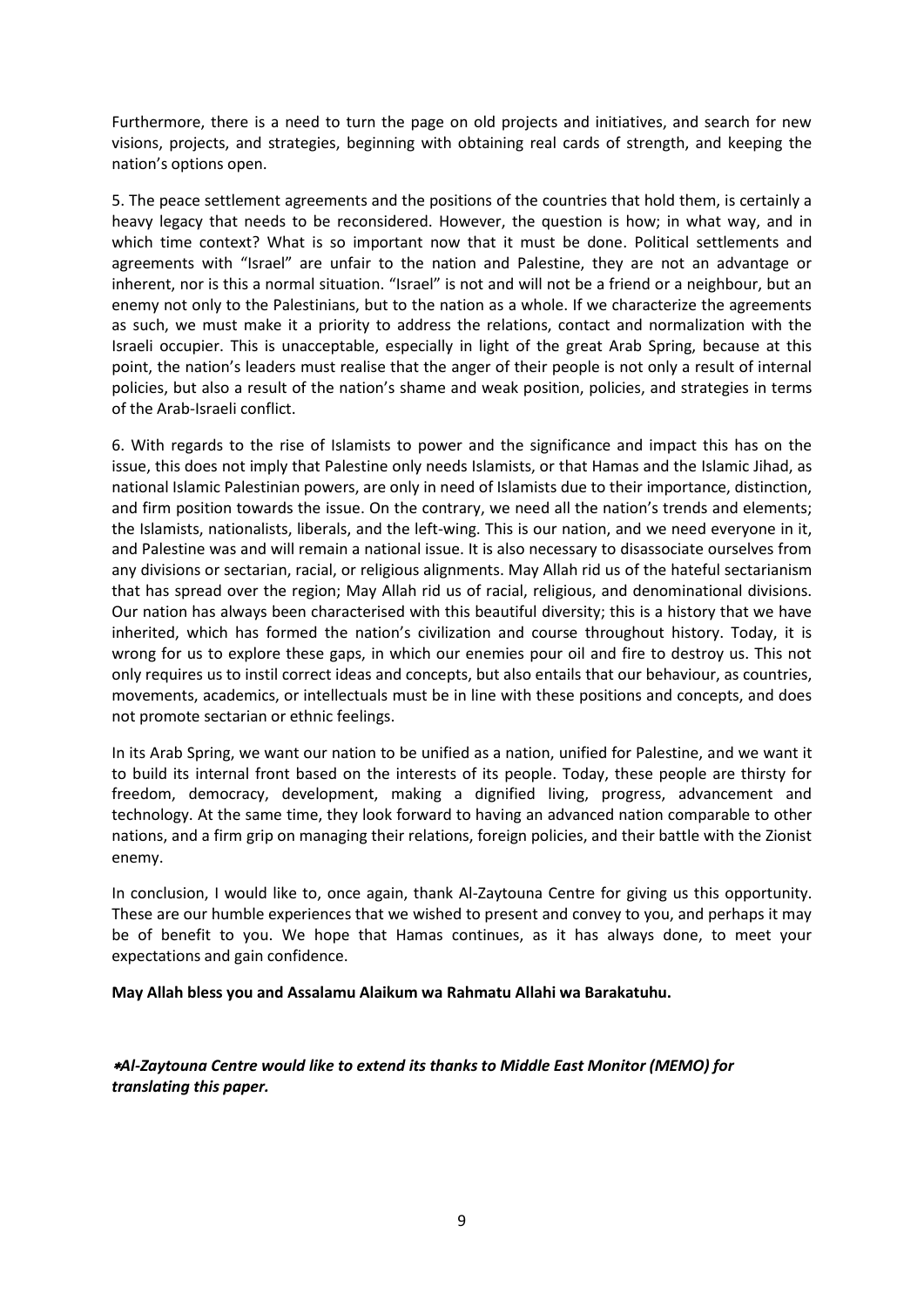Furthermore, there is a need to turn the page on old projects and initiatives, and search for new visions, projects, and strategies, beginning with obtaining real cards of strength, and keeping the nation's options open.

5. The peace settlement agreements and the positions of the countries that hold them, is certainly a heavy legacy that needs to be reconsidered. However, the question is how; in what way, and in which time context? What is so important now that it must be done. Political settlements and agreements with "Israel" are unfair to the nation and Palestine, they are not an advantage or inherent, nor is this a normal situation. "Israel" is not and will not be a friend or a neighbour, but an enemy not only to the Palestinians, but to the nation as a whole. If we characterize the agreements as such, we must make it a priority to address the relations, contact and normalization with the Israeli occupier. This is unacceptable, especially in light of the great Arab Spring, because at this point, the nation's leaders must realise that the anger of their people is not only a result of internal policies, but also a result of the nation's shame and weak position, policies, and strategies in terms of the Arab-Israeli conflict.

6. With regards to the rise of Islamists to power and the significance and impact this has on the issue, this does not imply that Palestine only needs Islamists, or that Hamas and the Islamic Jihad, as national Islamic Palestinian powers, are only in need of Islamists due to their importance, distinction, and firm position towards the issue. On the contrary, we need all the nation's trends and elements; the Islamists, nationalists, liberals, and the left-wing. This is our nation, and we need everyone in it, and Palestine was and will remain a national issue. It is also necessary to disassociate ourselves from any divisions or sectarian, racial, or religious alignments. May Allah rid us of the hateful sectarianism that has spread over the region; May Allah rid us of racial, religious, and denominational divisions. Our nation has always been characterised with this beautiful diversity; this is a history that we have inherited, which has formed the nation's civilization and course throughout history. Today, it is wrong for us to explore these gaps, in which our enemies pour oil and fire to destroy us. This not only requires us to instil correct ideas and concepts, but also entails that our behaviour, as countries, movements, academics, or intellectuals must be in line with these positions and concepts, and does not promote sectarian or ethnic feelings.

In its Arab Spring, we want our nation to be unified as a nation, unified for Palestine, and we want it to build its internal front based on the interests of its people. Today, these people are thirsty for freedom, democracy, development, making a dignified living, progress, advancement and technology. At the same time, they look forward to having an advanced nation comparable to other nations, and a firm grip on managing their relations, foreign policies, and their battle with the Zionist enemy.

In conclusion, I would like to, once again, thank Al-Zaytouna Centre for giving us this opportunity. These are our humble experiences that we wished to present and convey to you, and perhaps it may be of benefit to you. We hope that Hamas continues, as it has always done, to meet your expectations and gain confidence.

**May Allah bless you and Assalamu Alaikum wa Rahmatu Allahi wa Barakatuhu.**

***Al-Zaytouna Centre would like to extend its thanks to Middle East Monitor (MEMO) for translating this paper.***